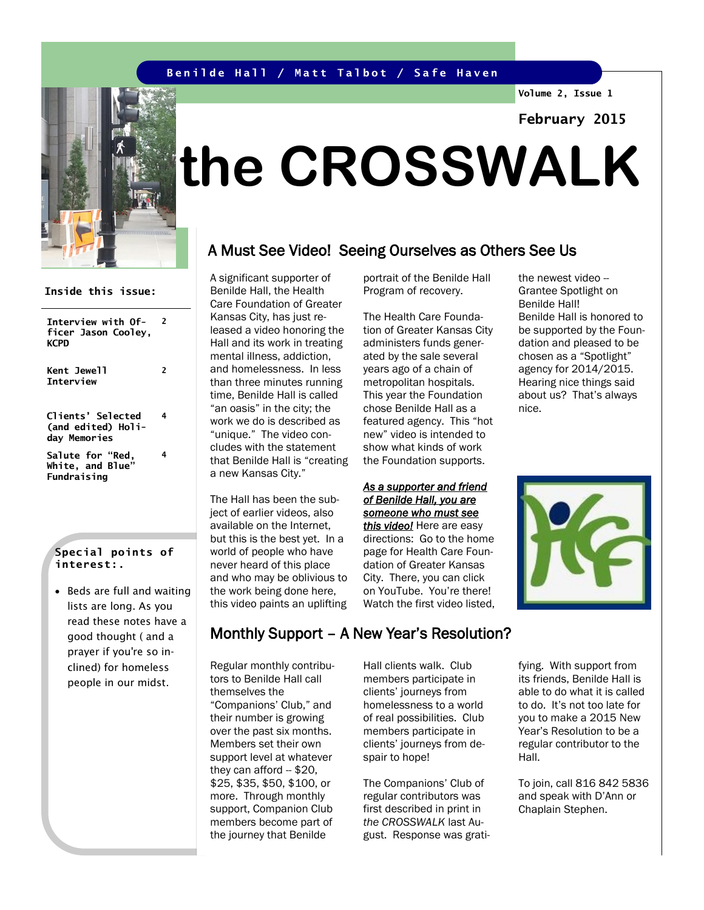Benilde Hall / Matt Talbot / Safe Haven

February 2015

# the CROSSWALK

**Inside this issue:**

| | |
|---|---|
| Interview with Officer Jason Cooley, KCPD | 2 |
| Kent Jewell Interview | 2 |
| Clients' Selected (and edited) Holiday Memories | 4 |
| Salute for "Red, White, and Blue" Fundraising | 4 |

**Special points of interest:.**

- Beds are full and waiting lists are long. As you read these notes have a good thought ( and a prayer if you're so inclined) for homeless people in our midst.

## A Must See Video! Seeing Ourselves as Others See Us

A significant supporter of Benilde Hall, the Health Care Foundation of Greater Kansas City, has just released a video honoring the Hall and its work in treating mental illness, addiction, and homelessness. In less than three minutes running time, Benilde Hall is called "an oasis" in the city; the work we do is described as "unique." The video concludes with the statement that Benilde Hall is "creating a new Kansas City."

The Hall has been the subject of earlier videos, also available on the Internet, but this is the best yet. In a world of people who have never heard of this place and who may be oblivious to the work being done here, this video paints an uplifting portrait of the Benilde Hall Program of recovery.

The Health Care Foundation of Greater Kansas City administers funds generated by the sale several years ago of a chain of metropolitan hospitals. This year the Foundation chose Benilde Hall as a featured agency. This "hot new" video is intended to show what kinds of work the Foundation supports.

***As a supporter and friend of Benilde Hall, you are someone who must see this video!*** Here are easy directions: Go to the home page for Health Care Foundation of Greater Kansas City. There, you can click on YouTube. You're there! Watch the first video listed, the newest video -- Grantee Spotlight on Benilde Hall!

Benilde Hall is honored to be supported by the Foundation and pleased to be chosen as a "Spotlight" agency for 2014/2015. Hearing nice things said about us? That's always nice.

## Monthly Support – A New Year's Resolution?

Regular monthly contributors to Benilde Hall call themselves the "Companions' Club," and their number is growing over the past six months. Members set their own support level at whatever they can afford -- $20, $25, $35, $50, $100, or more. Through monthly support, Companion Club members become part of the journey that Benilde Hall clients walk. Club members participate in clients' journeys from homelessness to a world of real possibilities. Club members participate in clients' journeys from despair to hope!

The Companions' Club of regular contributors was first described in print in *the CROSSWALK* last August. Response was gratifying. With support from its friends, Benilde Hall is able to do what it is called to do. It's not too late for you to make a 2015 New Year's Resolution to be a regular contributor to the Hall.

To join, call 816 842 5836 and speak with D'Ann or Chaplain Stephen.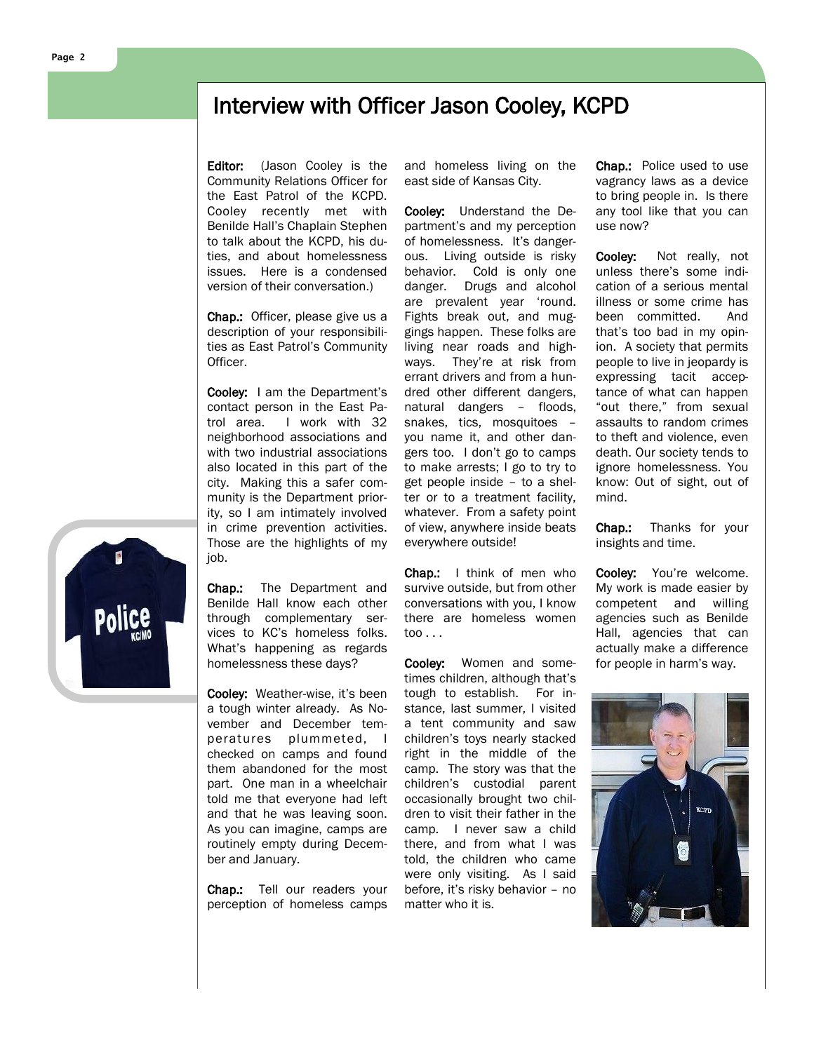# Interview with Officer Jason Cooley, KCPD

**Editor:** (Jason Cooley is the Community Relations Officer for the East Patrol of the KCPD. Cooley recently met with Benilde Hall's Chaplain Stephen to talk about the KCPD, his duties, and about homelessness issues. Here is a condensed version of their conversation.)

**Chap.:** Officer, please give us a description of your responsibilities as East Patrol's Community Officer.

**Cooley:** I am the Department's contact person in the East Patrol area. I work with 32 neighborhood associations and with two industrial associations also located in this part of the city. Making this a safer community is the Department priority, so I am intimately involved in crime prevention activities. Those are the highlights of my job.

**Chap.:** The Department and Benilde Hall know each other through complementary services to KC's homeless folks. What's happening as regards homelessness these days?

**Cooley:** Weather-wise, it's been a tough winter already. As November and December temperatures plummeted, I checked on camps and found them abandoned for the most part. One man in a wheelchair told me that everyone had left and that he was leaving soon. As you can imagine, camps are routinely empty during December and January.

**Chap.:** Tell our readers your perception of homeless camps and homeless living on the east side of Kansas City.

**Cooley:** Understand the Department's and my perception of homelessness. It's dangerous. Living outside is risky behavior. Cold is only one danger. Drugs and alcohol are prevalent year 'round. Fights break out, and muggings happen. These folks are living near roads and highways. They're at risk from errant drivers and from a hundred other different dangers, natural dangers – floods, snakes, tics, mosquitoes – you name it, and other dangers too. I don't go to camps to make arrests; I go to try to get people inside – to a shelter or to a treatment facility, whatever. From a safety point of view, anywhere inside beats everywhere outside!

**Chap.:** I think of men who survive outside, but from other conversations with you, I know there are homeless women too . . .

**Cooley:** Women and sometimes children, although that's tough to establish. For instance, last summer, I visited a tent community and saw children's toys nearly stacked right in the middle of the camp. The story was that the children's custodial parent occasionally brought two children to visit their father in the camp. I never saw a child there, and from what I was told, the children who came were only visiting. As I said before, it's risky behavior – no matter who it is.

**Chap.:** Police used to use vagrancy laws as a device to bring people in. Is there any tool like that you can use now?

**Cooley:** Not really, not unless there's some indication of a serious mental illness or some crime has been committed. And that's too bad in my opinion. A society that permits people to live in jeopardy is expressing tacit acceptance of what can happen "out there," from sexual assaults to random crimes to theft and violence, even death. Our society tends to ignore homelessness. You know: Out of sight, out of mind.

**Chap.:** Thanks for your insights and time.

**Cooley:** You're welcome. My work is made easier by competent and willing agencies such as Benilde Hall, agencies that can actually make a difference for people in harm's way.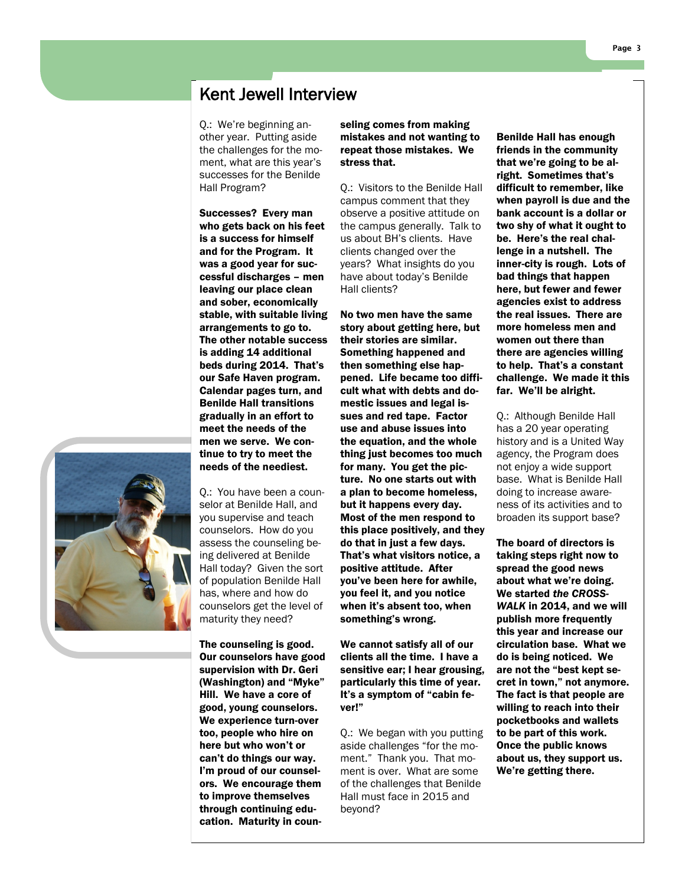# Kent Jewell Interview

Q.: We're beginning another year. Putting aside the challenges for the moment, what are this year's successes for the Benilde Hall Program?

**Successes? Every man who gets back on his feet is a success for himself and for the Program. It was a good year for successful discharges – men leaving our place clean and sober, economically stable, with suitable living arrangements to go to. The other notable success is adding 14 additional beds during 2014. That's our Safe Haven program. Calendar pages turn, and Benilde Hall transitions gradually in an effort to meet the needs of the men we serve. We continue to try to meet the needs of the neediest.**

Q.: You have been a counselor at Benilde Hall, and you supervise and teach counselors. How do you assess the counseling being delivered at Benilde Hall today? Given the sort of population Benilde Hall has, where and how do counselors get the level of maturity they need?

**The counseling is good. Our counselors have good supervision with Dr. Geri (Washington) and "Myke" Hill. We have a core of good, young counselors. We experience turn-over too, people who hire on here but who won't or can't do things our way. I'm proud of our counselors. We encourage them to improve themselves through continuing education. Maturity in counseling comes from making mistakes and not wanting to repeat those mistakes. We stress that.**

Q.: Visitors to the Benilde Hall campus comment that they observe a positive attitude on the campus generally. Talk to us about BH's clients. Have clients changed over the years? What insights do you have about today's Benilde Hall clients?

**No two men have the same story about getting here, but their stories are similar. Something happened and then something else happened. Life became too difficult what with debts and domestic issues and legal issues and red tape. Factor use and abuse issues into the equation, and the whole thing just becomes too much for many. You get the picture. No one starts out with a plan to become homeless, but it happens every day. Most of the men respond to this place positively, and they do that in just a few days. That's what visitors notice, a positive attitude. After you've been here for awhile, you feel it, and you notice when it's absent too, when something's wrong.**

**We cannot satisfy all of our clients all the time. I have a sensitive ear; I hear grousing, particularly this time of year. It's a symptom of "cabin fever!"**

Q.: We began with you putting aside challenges "for the moment." Thank you. That moment is over. What are some of the challenges that Benilde Hall must face in 2015 and beyond?

**Benilde Hall has enough friends in the community that we're going to be alright. Sometimes that's difficult to remember, like when payroll is due and the bank account is a dollar or two shy of what it ought to be. Here's the real challenge in a nutshell. The inner-city is rough. Lots of bad things that happen here, but fewer and fewer agencies exist to address the real issues. There are more homeless men and women out there than there are agencies willing to help. That's a constant challenge. We made it this far. We'll be alright.**

Q.: Although Benilde Hall has a 20 year operating history and is a United Way agency, the Program does not enjoy a wide support base. What is Benilde Hall doing to increase awareness of its activities and to broaden its support base?

**The board of directors is taking steps right now to spread the good news about what we're doing. We started *the CROSS-WALK* in 2014, and we will publish more frequently this year and increase our circulation base. What we do is being noticed. We are not the "best kept secret in town," not anymore. The fact is that people are willing to reach into their pocketbooks and wallets to be part of this work. Once the public knows about us, they support us. We're getting there.**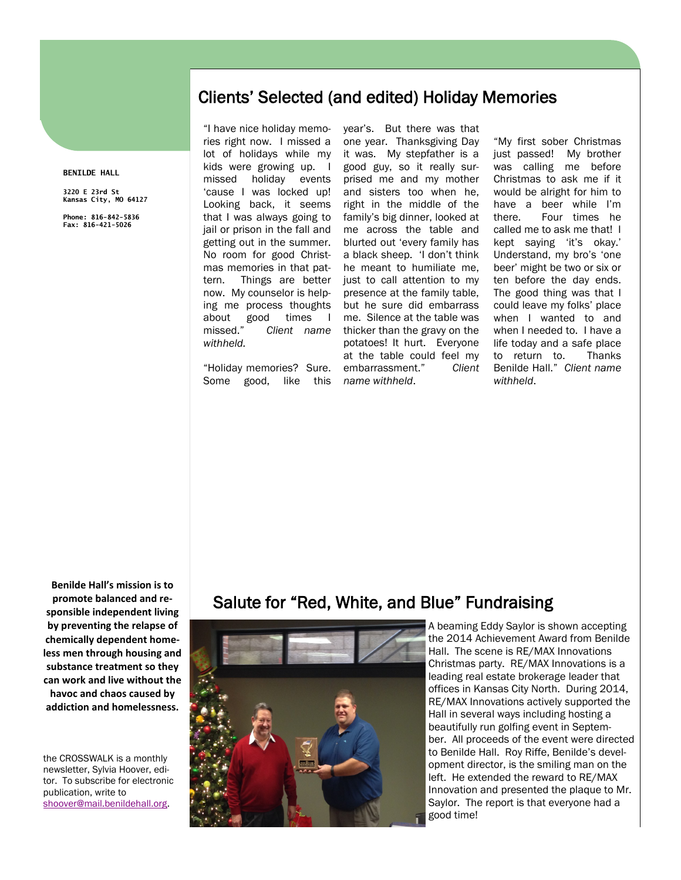**BENILDE HALL**

3220 E 23rd St
Kansas City, MO 64127

Phone: 816-842-5836
Fax: 816-421-5026

## Clients' Selected (and edited) Holiday Memories

"I have nice holiday memories right now. I missed a lot of holidays while my kids were growing up. I missed holiday events 'cause I was locked up! Looking back, it seems that I was always going to jail or prison in the fall and getting out in the summer. No room for good Christmas memories in that pattern. Things are better now. My counselor is helping me process thoughts about good times I missed." *Client name withheld.*

"Holiday memories? Sure. Some good, like this year's. But there was that one year. Thanksgiving Day it was. My stepfather is a good guy, so it really surprised me and my mother and sisters too when he, right in the middle of the family's big dinner, looked at me across the table and blurted out 'every family has a black sheep.' I don't think he meant to humiliate me, just to call attention to my presence at the family table, but he sure did embarrass me. Silence at the table was thicker than the gravy on the potatoes! It hurt. Everyone at the table could feel my embarrassment." *Client name withheld*.

"My first sober Christmas just passed! My brother was calling me before Christmas to ask me if it would be alright for him to have a beer while I'm there. Four times he called me to ask me that! I kept saying 'it's okay.' Understand, my bro's 'one beer' might be two or six or ten before the day ends. The good thing was that I could leave my folks' place when I wanted to and when I needed to. I have a life today and a safe place to return to. Thanks Benilde Hall." *Client name withheld*.

**Benilde Hall's mission is to promote balanced and responsible independent living by preventing the relapse of chemically dependent homeless men through housing and substance treatment so they can work and live without the havoc and chaos caused by addiction and homelessness.**

## Salute for "Red, White, and Blue" Fundraising

A beaming Eddy Saylor is shown accepting the 2014 Achievement Award from Benilde Hall. The scene is RE/MAX Innovations Christmas party. RE/MAX Innovations is a leading real estate brokerage leader that offices in Kansas City North. During 2014, RE/MAX Innovations actively supported the Hall in several ways including hosting a beautifully run golfing event in September. All proceeds of the event were directed to Benilde Hall. Roy Riffe, Benilde's development director, is the smiling man on the left. He extended the reward to RE/MAX Innovation and presented the plaque to Mr. Saylor. The report is that everyone had a good time!

the CROSSWALK is a monthly newsletter, Sylvia Hoover, editor. To subscribe for electronic publication, write to shoover@mail.benildehall.org.